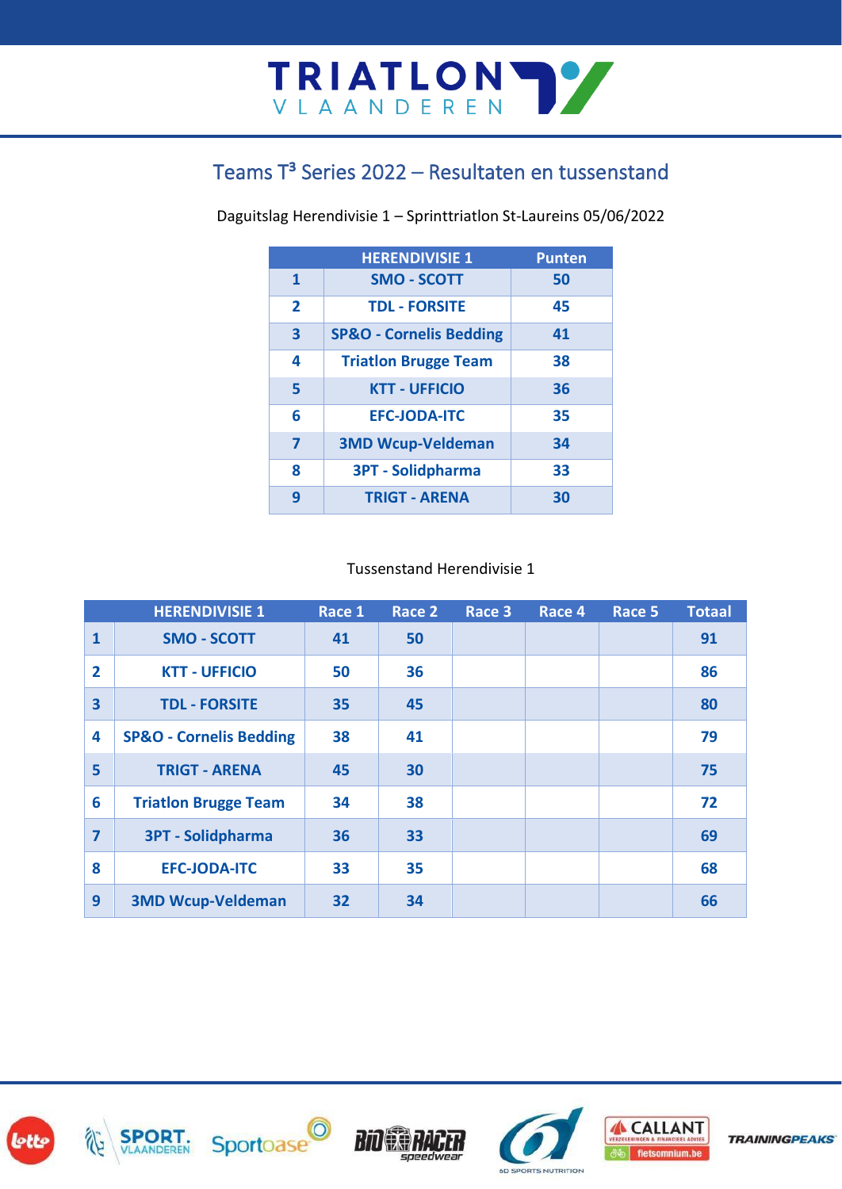# Teams T³ Series 2022 – Resultaten en tussenstand

Daguitslag Herendivisie 1 – Sprinttriatlon St-Laureins 05/06/2022

| | HERENDIVISIE 1 | Punten |
|---|---|---|
| 1 | SMO - SCOTT | 50 |
| 2 | TDL - FORSITE | 45 |
| 3 | SP&O - Cornelis Bedding | 41 |
| 4 | Triatlon Brugge Team | 38 |
| 5 | KTT - UFFICIO | 36 |
| 6 | EFC-JODA-ITC | 35 |
| 7 | 3MD Wcup-Veldeman | 34 |
| 8 | 3PT - Solidpharma | 33 |
| 9 | TRIGT - ARENA | 30 |

Tussenstand Herendivisie 1

| | HERENDIVISIE 1 | Race 1 | Race 2 | Race 3 | Race 4 | Race 5 | Totaal |
|---|---|---|---|---|---|---|---|
| 1 | SMO - SCOTT | 41 | 50 | | | | 91 |
| 2 | KTT - UFFICIO | 50 | 36 | | | | 86 |
| 3 | TDL - FORSITE | 35 | 45 | | | | 80 |
| 4 | SP&O - Cornelis Bedding | 38 | 41 | | | | 79 |
| 5 | TRIGT - ARENA | 45 | 30 | | | | 75 |
| 6 | Triatlon Brugge Team | 34 | 38 | | | | 72 |
| 7 | 3PT - Solidpharma | 36 | 33 | | | | 69 |
| 8 | EFC-JODA-ITC | 33 | 35 | | | | 68 |
| 9 | 3MD Wcup-Veldeman | 32 | 34 | | | | 66 |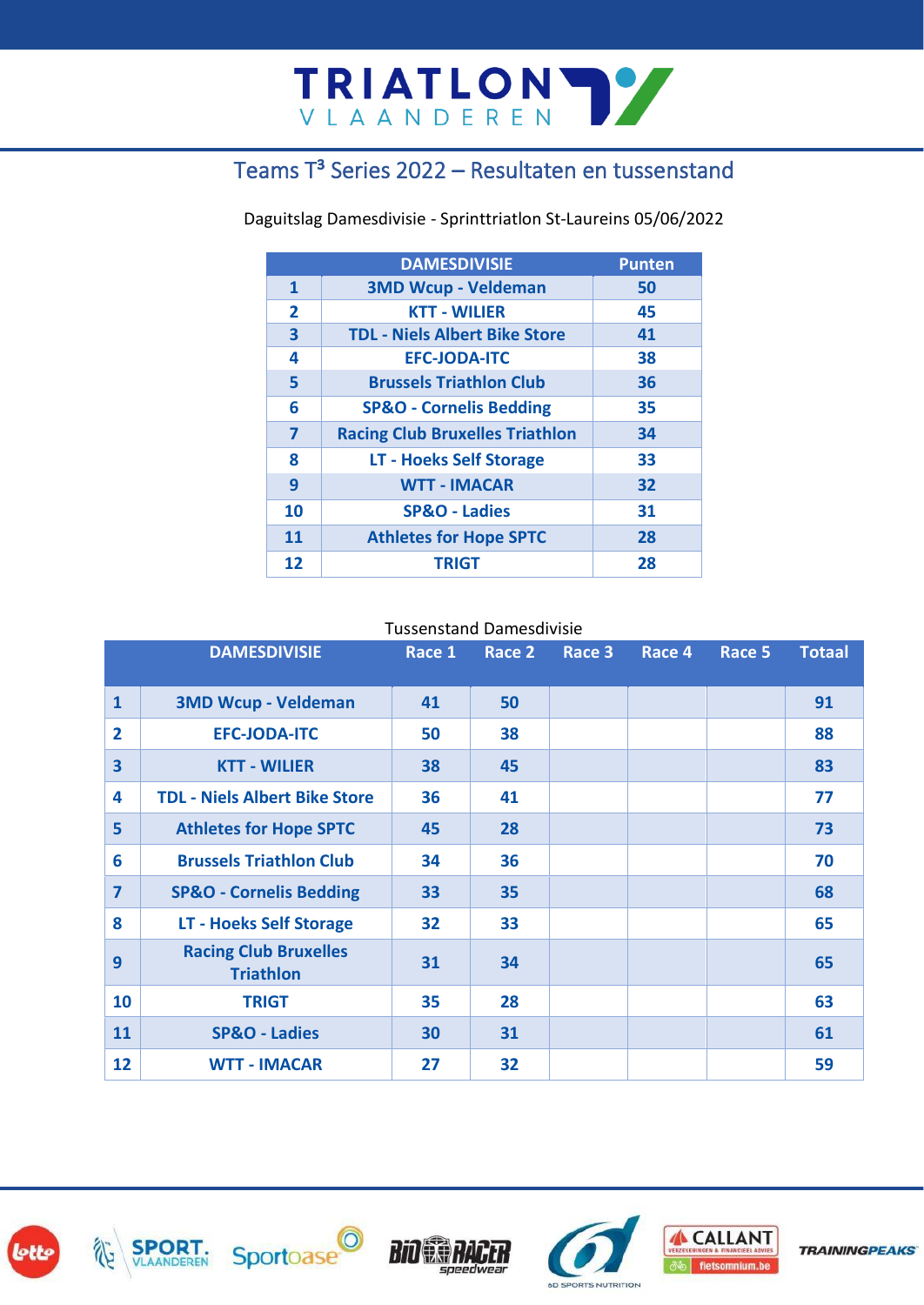## Teams T³ Series 2022 – Resultaten en tussenstand

Daguitslag Damesdivisie - Sprinttriatlon St-Laureins 05/06/2022

| | DAMESDIVISIE | Punten |
|---|---|---|
| 1 | 3MD Wcup - Veldeman | 50 |
| 2 | KTT - WILIER | 45 |
| 3 | TDL - Niels Albert Bike Store | 41 |
| 4 | EFC-JODA-ITC | 38 |
| 5 | Brussels Triathlon Club | 36 |
| 6 | SP&O - Cornelis Bedding | 35 |
| 7 | Racing Club Bruxelles Triathlon | 34 |
| 8 | LT - Hoeks Self Storage | 33 |
| 9 | WTT - IMACAR | 32 |
| 10 | SP&O - Ladies | 31 |
| 11 | Athletes for Hope SPTC | 28 |
| 12 | TRIGT | 28 |

Tussenstand Damesdivisie

| | DAMESDIVISIE | Race 1 | Race 2 | Race 3 | Race 4 | Race 5 | Totaal |
|---|---|---|---|---|---|---|---|
| 1 | 3MD Wcup - Veldeman | 41 | 50 | | | | 91 |
| 2 | EFC-JODA-ITC | 50 | 38 | | | | 88 |
| 3 | KTT - WILIER | 38 | 45 | | | | 83 |
| 4 | TDL - Niels Albert Bike Store | 36 | 41 | | | | 77 |
| 5 | Athletes for Hope SPTC | 45 | 28 | | | | 73 |
| 6 | Brussels Triathlon Club | 34 | 36 | | | | 70 |
| 7 | SP&O - Cornelis Bedding | 33 | 35 | | | | 68 |
| 8 | LT - Hoeks Self Storage | 32 | 33 | | | | 65 |
| 9 | Racing Club Bruxelles Triathlon | 31 | 34 | | | | 65 |
| 10 | TRIGT | 35 | 28 | | | | 63 |
| 11 | SP&O - Ladies | 30 | 31 | | | | 61 |
| 12 | WTT - IMACAR | 27 | 32 | | | | 59 |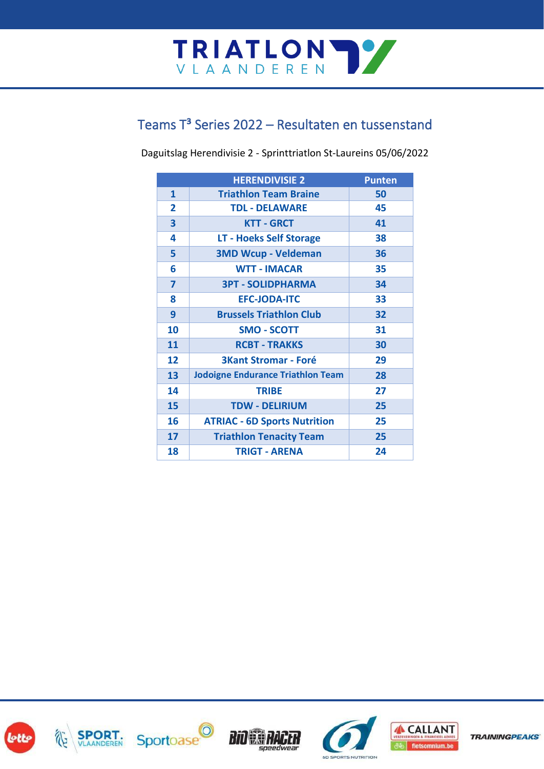# Teams T³ Series 2022 – Resultaten en tussenstand

Daguitslag Herendivisie 2 - Sprinttriatlon St-Laureins 05/06/2022

| | HERENDIVISIE 2 | Punten |
|---|---|---|
| 1 | Triathlon Team Braine | 50 |
| 2 | TDL - DELAWARE | 45 |
| 3 | KTT - GRCT | 41 |
| 4 | LT - Hoeks Self Storage | 38 |
| 5 | 3MD Wcup - Veldeman | 36 |
| 6 | WTT - IMACAR | 35 |
| 7 | 3PT - SOLIDPHARMA | 34 |
| 8 | EFC-JODA-ITC | 33 |
| 9 | Brussels Triathlon Club | 32 |
| 10 | SMO - SCOTT | 31 |
| 11 | RCBT - TRAKKS | 30 |
| 12 | 3Kant Stromar - Foré | 29 |
| 13 | Jodoigne Endurance Triathlon Team | 28 |
| 14 | TRIBE | 27 |
| 15 | TDW - DELIRIUM | 25 |
| 16 | ATRIAC - 6D Sports Nutrition | 25 |
| 17 | Triathlon Tenacity Team | 25 |
| 18 | TRIGT - ARENA | 24 |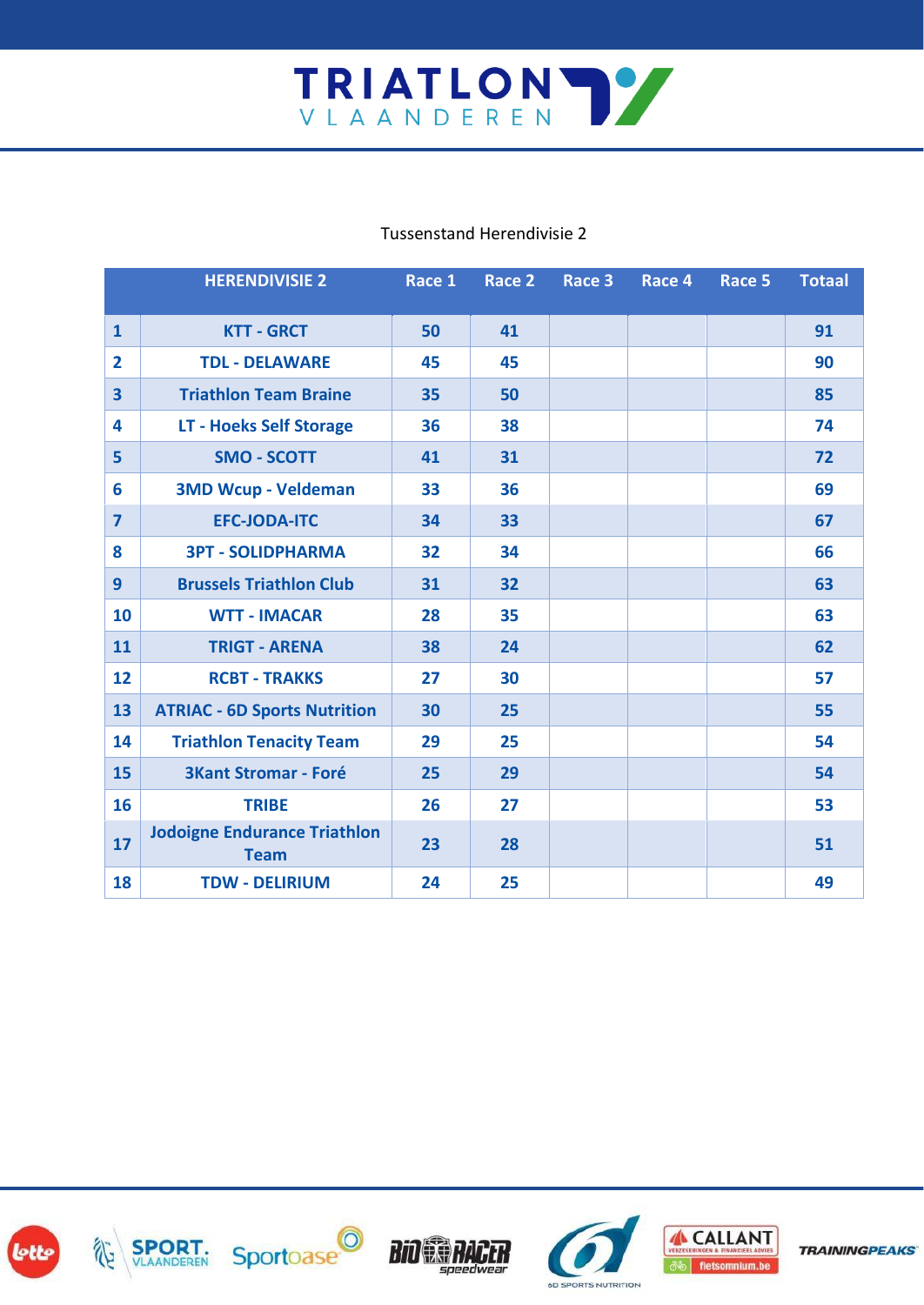Tussenstand Herendivisie 2

| | HERENDIVISIE 2 | Race 1 | Race 2 | Race 3 | Race 4 | Race 5 | Totaal |
|---|---|---|---|---|---|---|---|
| 1 | KTT - GRCT | 50 | 41 | | | | 91 |
| 2 | TDL - DELAWARE | 45 | 45 | | | | 90 |
| 3 | Triathlon Team Braine | 35 | 50 | | | | 85 |
| 4 | LT - Hoeks Self Storage | 36 | 38 | | | | 74 |
| 5 | SMO - SCOTT | 41 | 31 | | | | 72 |
| 6 | 3MD Wcup - Veldeman | 33 | 36 | | | | 69 |
| 7 | EFC-JODA-ITC | 34 | 33 | | | | 67 |
| 8 | 3PT - SOLIDPHARMA | 32 | 34 | | | | 66 |
| 9 | Brussels Triathlon Club | 31 | 32 | | | | 63 |
| 10 | WTT - IMACAR | 28 | 35 | | | | 63 |
| 11 | TRIGT - ARENA | 38 | 24 | | | | 62 |
| 12 | RCBT - TRAKKS | 27 | 30 | | | | 57 |
| 13 | ATRIAC - 6D Sports Nutrition | 30 | 25 | | | | 55 |
| 14 | Triathlon Tenacity Team | 29 | 25 | | | | 54 |
| 15 | 3Kant Stromar - Foré | 25 | 29 | | | | 54 |
| 16 | TRIBE | 26 | 27 | | | | 53 |
| 17 | Jodoigne Endurance Triathlon Team | 23 | 28 | | | | 51 |
| 18 | TDW - DELIRIUM | 24 | 25 | | | | 49 |